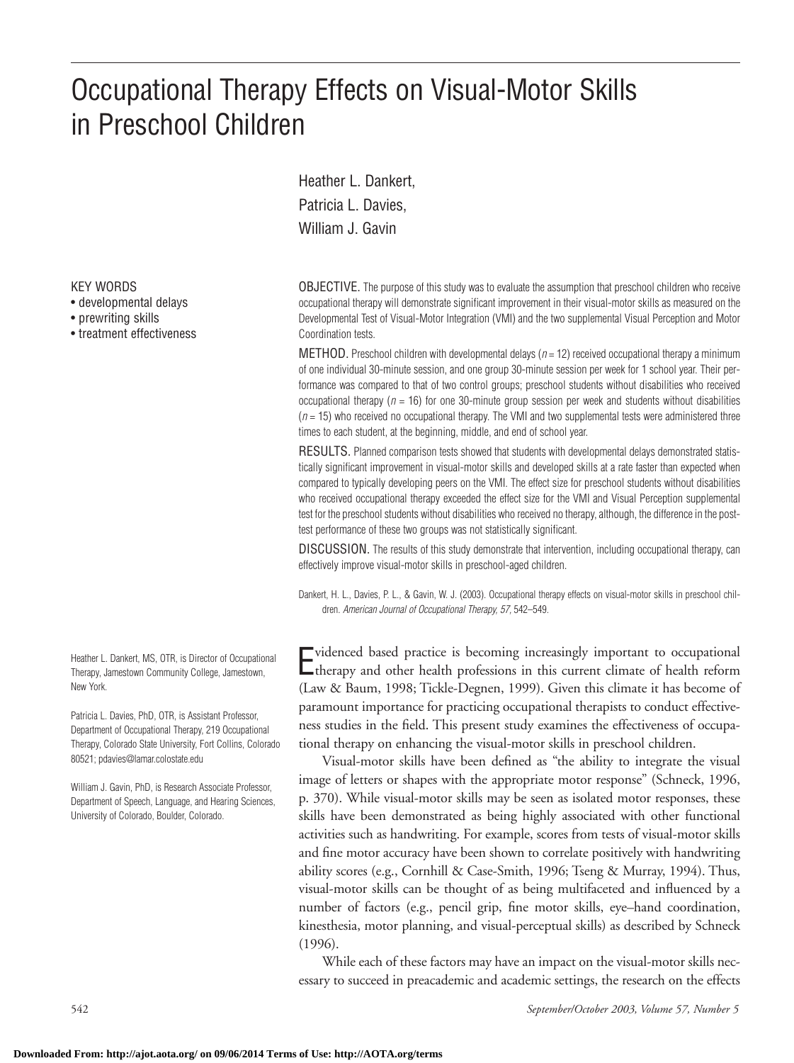# Occupational Therapy Effects on Visual-Motor Skills in Preschool Children

Heather L. Dankert,
Patricia L. Davies,
William J. Gavin

KEY WORDS
- developmental delays
- prewriting skills
- treatment effectiveness

OBJECTIVE. The purpose of this study was to evaluate the assumption that preschool children who receive occupational therapy will demonstrate significant improvement in their visual-motor skills as measured on the Developmental Test of Visual-Motor Integration (VMI) and the two supplemental Visual Perception and Motor Coordination tests.

METHOD. Preschool children with developmental delays ($n = 12$) received occupational therapy a minimum of one individual 30-minute session, and one group 30-minute session per week for 1 school year. Their performance was compared to that of two control groups; preschool students without disabilities who received occupational therapy ($n = 16$) for one 30-minute group session per week and students without disabilities ($n = 15$) who received no occupational therapy. The VMI and two supplemental tests were administered three times to each student, at the beginning, middle, and end of school year.

RESULTS. Planned comparison tests showed that students with developmental delays demonstrated statistically significant improvement in visual-motor skills and developed skills at a rate faster than expected when compared to typically developing peers on the VMI. The effect size for preschool students without disabilities who received occupational therapy exceeded the effect size for the VMI and Visual Perception supplemental test for the preschool students without disabilities who received no therapy, although, the difference in the posttest performance of these two groups was not statistically significant.

DISCUSSION. The results of this study demonstrate that intervention, including occupational therapy, can effectively improve visual-motor skills in preschool-aged children.

Dankert, H. L., Davies, P. L., & Gavin, W. J. (2003). Occupational therapy effects on visual-motor skills in preschool children. *American Journal of Occupational Therapy, 57*, 542–549.

Heather L. Dankert, MS, OTR, is Director of Occupational Therapy, Jamestown Community College, Jamestown, New York.

Patricia L. Davies, PhD, OTR, is Assistant Professor, Department of Occupational Therapy, 219 Occupational Therapy, Colorado State University, Fort Collins, Colorado 80521; pdavies@lamar.colostate.edu

William J. Gavin, PhD, is Research Associate Professor, Department of Speech, Language, and Hearing Sciences, University of Colorado, Boulder, Colorado.

Evidenced based practice is becoming increasingly important to occupational therapy and other health professions in this current climate of health reform (Law & Baum, 1998; Tickle-Degnen, 1999). Given this climate it has become of paramount importance for practicing occupational therapists to conduct effectiveness studies in the field. This present study examines the effectiveness of occupational therapy on enhancing the visual-motor skills in preschool children.

Visual-motor skills have been defined as "the ability to integrate the visual image of letters or shapes with the appropriate motor response" (Schneck, 1996, p. 370). While visual-motor skills may be seen as isolated motor responses, these skills have been demonstrated as being highly associated with other functional activities such as handwriting. For example, scores from tests of visual-motor skills and fine motor accuracy have been shown to correlate positively with handwriting ability scores (e.g., Cornhill & Case-Smith, 1996; Tseng & Murray, 1994). Thus, visual-motor skills can be thought of as being multifaceted and influenced by a number of factors (e.g., pencil grip, fine motor skills, eye–hand coordination, kinesthesia, motor planning, and visual-perceptual skills) as described by Schneck (1996).

While each of these factors may have an impact on the visual-motor skills necessary to succeed in preacademic and academic settings, the research on the effects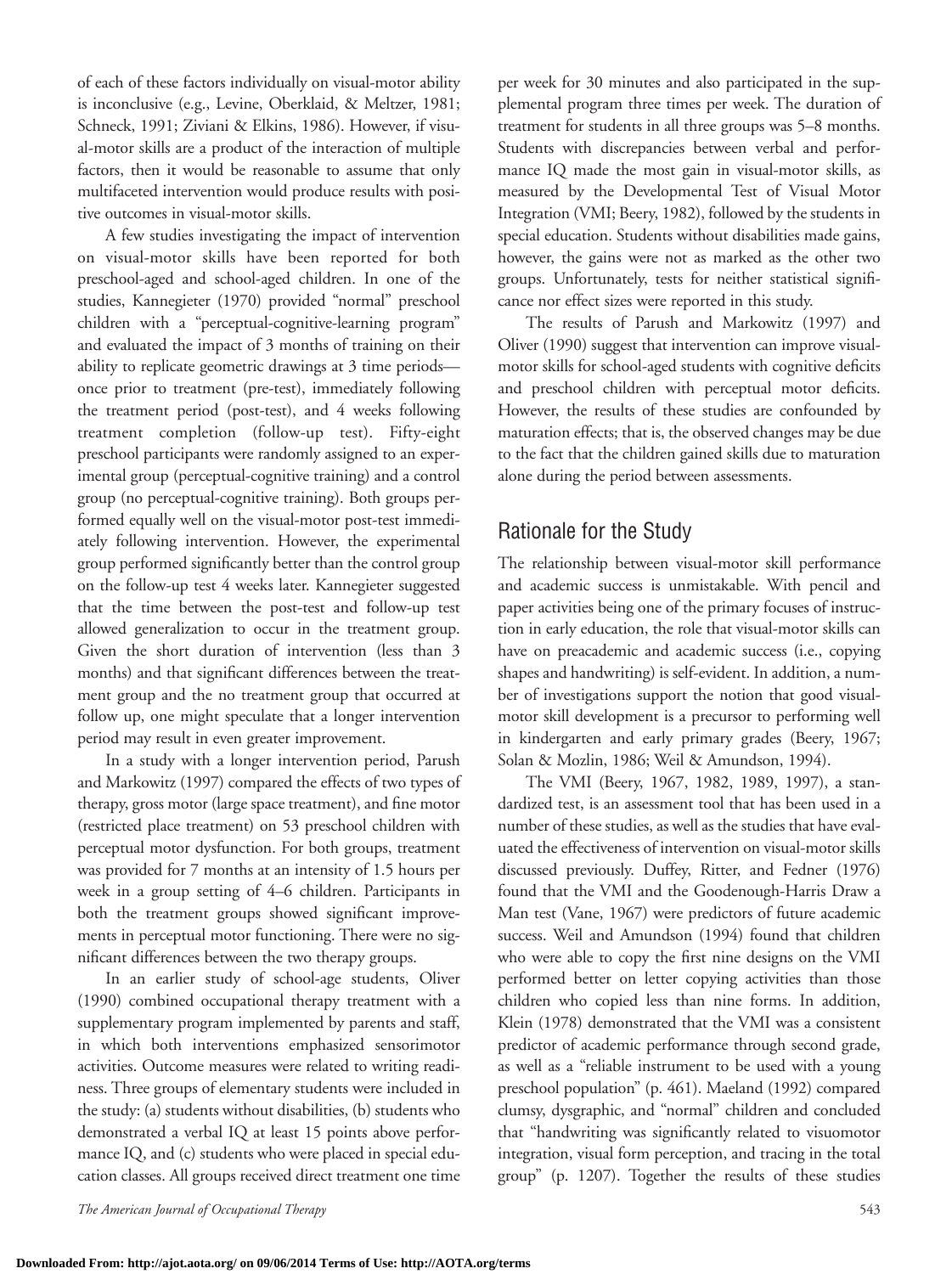of each of these factors individually on visual-motor ability is inconclusive (e.g., Levine, Oberklaid, & Meltzer, 1981; Schneck, 1991; Ziviani & Elkins, 1986). However, if visual-motor skills are a product of the interaction of multiple factors, then it would be reasonable to assume that only multifaceted intervention would produce results with positive outcomes in visual-motor skills.

A few studies investigating the impact of intervention on visual-motor skills have been reported for both preschool-aged and school-aged children. In one of the studies, Kannegieter (1970) provided "normal" preschool children with a "perceptual-cognitive-learning program" and evaluated the impact of 3 months of training on their ability to replicate geometric drawings at 3 time periods—once prior to treatment (pre-test), immediately following the treatment period (post-test), and 4 weeks following treatment completion (follow-up test). Fifty-eight preschool participants were randomly assigned to an experimental group (perceptual-cognitive training) and a control group (no perceptual-cognitive training). Both groups performed equally well on the visual-motor post-test immediately following intervention. However, the experimental group performed significantly better than the control group on the follow-up test 4 weeks later. Kannegieter suggested that the time between the post-test and follow-up test allowed generalization to occur in the treatment group. Given the short duration of intervention (less than 3 months) and that significant differences between the treatment group and the no treatment group that occurred at follow up, one might speculate that a longer intervention period may result in even greater improvement.

In a study with a longer intervention period, Parush and Markowitz (1997) compared the effects of two types of therapy, gross motor (large space treatment), and fine motor (restricted place treatment) on 53 preschool children with perceptual motor dysfunction. For both groups, treatment was provided for 7 months at an intensity of 1.5 hours per week in a group setting of 4–6 children. Participants in both the treatment groups showed significant improvements in perceptual motor functioning. There were no significant differences between the two therapy groups.

In an earlier study of school-age students, Oliver (1990) combined occupational therapy treatment with a supplementary program implemented by parents and staff, in which both interventions emphasized sensorimotor activities. Outcome measures were related to writing readiness. Three groups of elementary students were included in the study: (a) students without disabilities, (b) students who demonstrated a verbal IQ at least 15 points above performance IQ, and (c) students who were placed in special education classes. All groups received direct treatment one time per week for 30 minutes and also participated in the supplemental program three times per week. The duration of treatment for students in all three groups was 5–8 months. Students with discrepancies between verbal and performance IQ made the most gain in visual-motor skills, as measured by the Developmental Test of Visual Motor Integration (VMI; Beery, 1982), followed by the students in special education. Students without disabilities made gains, however, the gains were not as marked as the other two groups. Unfortunately, tests for neither statistical significance nor effect sizes were reported in this study.

The results of Parush and Markowitz (1997) and Oliver (1990) suggest that intervention can improve visual-motor skills for school-aged students with cognitive deficits and preschool children with perceptual motor deficits. However, the results of these studies are confounded by maturation effects; that is, the observed changes may be due to the fact that the children gained skills due to maturation alone during the period between assessments.

## Rationale for the Study

The relationship between visual-motor skill performance and academic success is unmistakable. With pencil and paper activities being one of the primary focuses of instruction in early education, the role that visual-motor skills can have on preacademic and academic success (i.e., copying shapes and handwriting) is self-evident. In addition, a number of investigations support the notion that good visual-motor skill development is a precursor to performing well in kindergarten and early primary grades (Beery, 1967; Solan & Mozlin, 1986; Weil & Amundson, 1994).

The VMI (Beery, 1967, 1982, 1989, 1997), a standardized test, is an assessment tool that has been used in a number of these studies, as well as the studies that have evaluated the effectiveness of intervention on visual-motor skills discussed previously. Duffey, Ritter, and Fedner (1976) found that the VMI and the Goodenough-Harris Draw a Man test (Vane, 1967) were predictors of future academic success. Weil and Amundson (1994) found that children who were able to copy the first nine designs on the VMI performed better on letter copying activities than those children who copied less than nine forms. In addition, Klein (1978) demonstrated that the VMI was a consistent predictor of academic performance through second grade, as well as a "reliable instrument to be used with a young preschool population" (p. 461). Maeland (1992) compared clumsy, dysgraphic, and "normal" children and concluded that "handwriting was significantly related to visuomotor integration, visual form perception, and tracing in the total group" (p. 1207). Together the results of these studies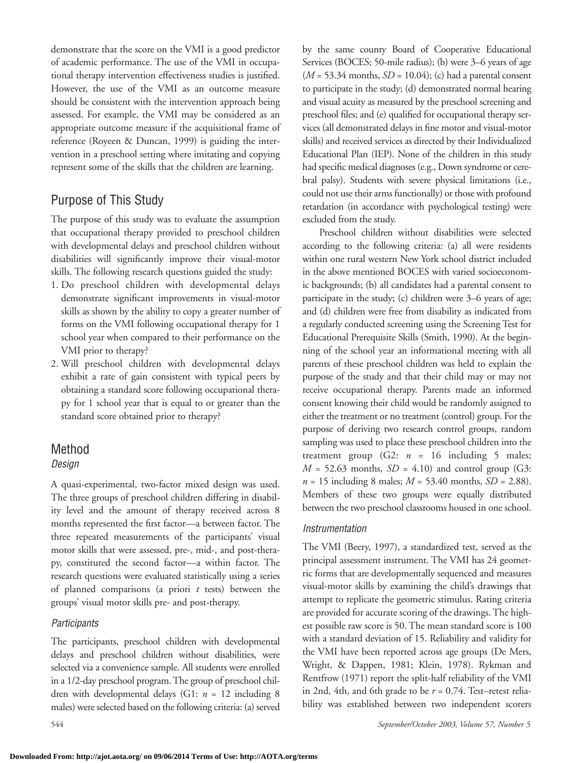demonstrate that the score on the VMI is a good predictor of academic performance. The use of the VMI in occupational therapy intervention effectiveness studies is justified. However, the use of the VMI as an outcome measure should be consistent with the intervention approach being assessed. For example, the VMI may be considered as an appropriate outcome measure if the acquisitional frame of reference (Royeen & Duncan, 1999) is guiding the intervention in a preschool setting where imitating and copying represent some of the skills that the children are learning.

## Purpose of This Study

The purpose of this study was to evaluate the assumption that occupational therapy provided to preschool children with developmental delays and preschool children without disabilities will significantly improve their visual-motor skills. The following research questions guided the study:

1. Do preschool children with developmental delays demonstrate significant improvements in visual-motor skills as shown by the ability to copy a greater number of forms on the VMI following occupational therapy for 1 school year when compared to their performance on the VMI prior to therapy?
2. Will preschool children with developmental delays exhibit a rate of gain consistent with typical peers by obtaining a standard score following occupational therapy for 1 school year that is equal to or greater than the standard score obtained prior to therapy?

## Method

### *Design*

A quasi-experimental, two-factor mixed design was used. The three groups of preschool children differing in disability level and the amount of therapy received across 8 months represented the first factor—a between factor. The three repeated measurements of the participants' visual motor skills that were assessed, pre-, mid-, and post-therapy, constituted the second factor—a within factor. The research questions were evaluated statistically using a series of planned comparisons (a priori $t$ tests) between the groups' visual motor skills pre- and post-therapy.

### *Participants*

The participants, preschool children with developmental delays and preschool children without disabilities, were selected via a convenience sample. All students were enrolled in a 1/2-day preschool program. The group of preschool children with developmental delays (G1: $n$ = 12 including 8 males) were selected based on the following criteria: (a) served by the same county Board of Cooperative Educational Services (BOCES; 50-mile radius); (b) were 3–6 years of age ($M$ = 53.34 months, $SD$ = 10.04); (c) had a parental consent to participate in the study; (d) demonstrated normal hearing and visual acuity as measured by the preschool screening and preschool files; and (e) qualified for occupational therapy services (all demonstrated delays in fine motor and visual-motor skills) and received services as directed by their Individualized Educational Plan (IEP). None of the children in this study had specific medical diagnoses (e.g., Down syndrome or cerebral palsy). Students with severe physical limitations (i.e., could not use their arms functionally) or those with profound retardation (in accordance with psychological testing) were excluded from the study.

Preschool children without disabilities were selected according to the following criteria: (a) all were residents within one rural western New York school district included in the above mentioned BOCES with varied socioeconomic backgrounds; (b) all candidates had a parental consent to participate in the study; (c) children were 3–6 years of age; and (d) children were free from disability as indicated from a regularly conducted screening using the Screening Test for Educational Prerequisite Skills (Smith, 1990). At the beginning of the school year an informational meeting with all parents of these preschool children was held to explain the purpose of the study and that their child may or may not receive occupational therapy. Parents made an informed consent knowing their child would be randomly assigned to either the treatment or no treatment (control) group. For the purpose of deriving two research control groups, random sampling was used to place these preschool children into the treatment group (G2: $n$ = 16 including 5 males; $M$ = 52.63 months, $SD$ = 4.10) and control group (G3: $n$ = 15 including 8 males; $M$ = 53.40 months, $SD$ = 2.88). Members of these two groups were equally distributed between the two preschool classrooms housed in one school.

### *Instrumentation*

The VMI (Beery, 1997), a standardized test, served as the principal assessment instrument. The VMI has 24 geometric forms that are developmentally sequenced and measures visual-motor skills by examining the child's drawings that attempt to replicate the geometric stimulus. Rating criteria are provided for accurate scoring of the drawings. The highest possible raw score is 50. The mean standard score is 100 with a standard deviation of 15. Reliability and validity for the VMI have been reported across age groups (De Mers, Wright, & Dappen, 1981; Klein, 1978). Rykman and Rentfrow (1971) report the split-half reliability of the VMI in 2nd, 4th, and 6th grade to be $r$ = 0.74. Test–retest reliability was established between two independent scorers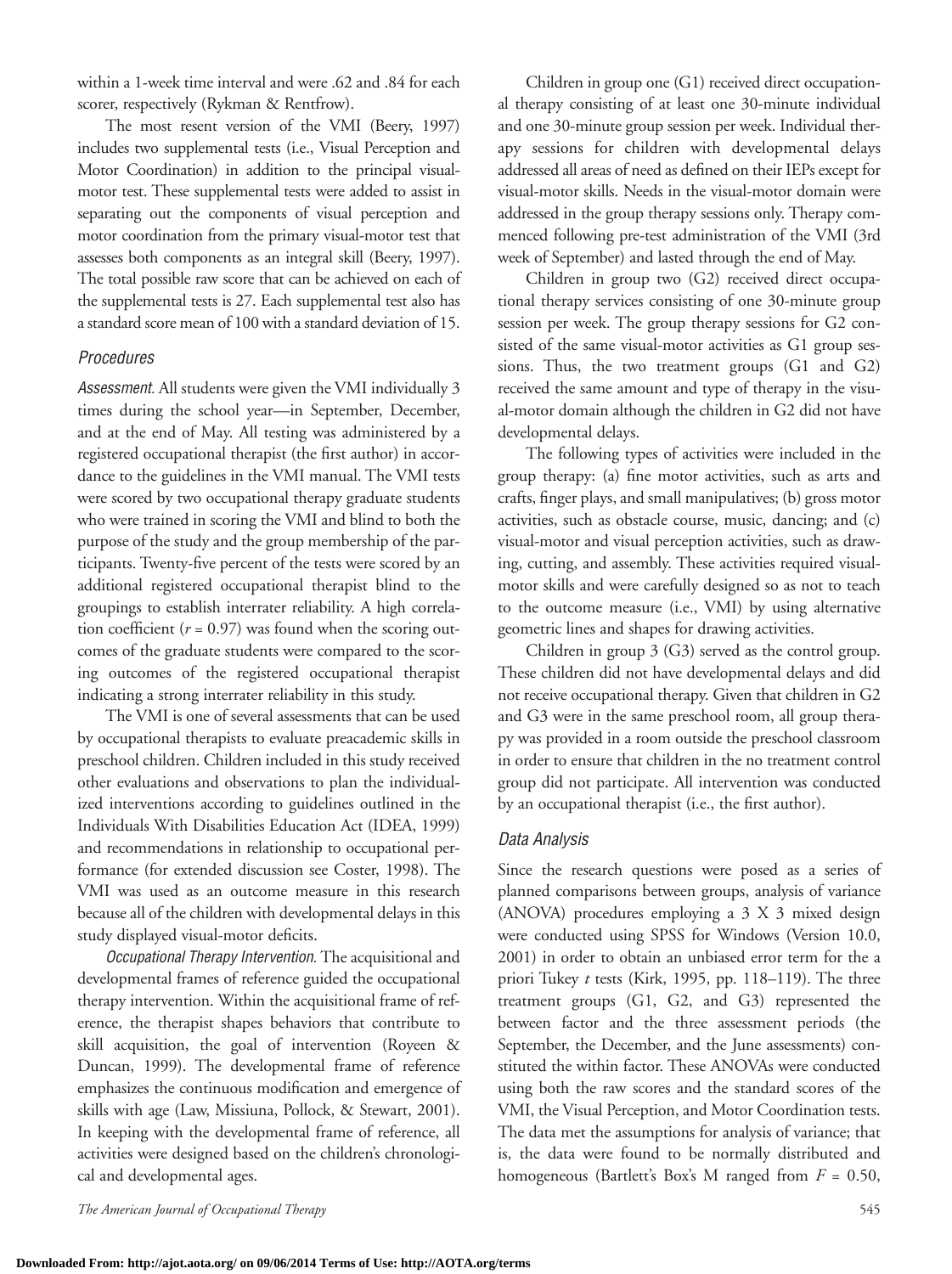within a 1-week time interval and were .62 and .84 for each scorer, respectively (Rykman & Rentfrow).

The most resent version of the VMI (Beery, 1997) includes two supplemental tests (i.e., Visual Perception and Motor Coordination) in addition to the principal visual-motor test. These supplemental tests were added to assist in separating out the components of visual perception and motor coordination from the primary visual-motor test that assesses both components as an integral skill (Beery, 1997). The total possible raw score that can be achieved on each of the supplemental tests is 27. Each supplemental test also has a standard score mean of 100 with a standard deviation of 15.

## Procedures

*Assessment.* All students were given the VMI individually 3 times during the school year—in September, December, and at the end of May. All testing was administered by a registered occupational therapist (the first author) in accordance to the guidelines in the VMI manual. The VMI tests were scored by two occupational therapy graduate students who were trained in scoring the VMI and blind to both the purpose of the study and the group membership of the participants. Twenty-five percent of the tests were scored by an additional registered occupational therapist blind to the groupings to establish interrater reliability. A high correlation coefficient ($r$ = 0.97) was found when the scoring outcomes of the graduate students were compared to the scoring outcomes of the registered occupational therapist indicating a strong interrater reliability in this study.

The VMI is one of several assessments that can be used by occupational therapists to evaluate preacademic skills in preschool children. Children included in this study received other evaluations and observations to plan the individualized interventions according to guidelines outlined in the Individuals With Disabilities Education Act (IDEA, 1999) and recommendations in relationship to occupational performance (for extended discussion see Coster, 1998). The VMI was used as an outcome measure in this research because all of the children with developmental delays in this study displayed visual-motor deficits.

*Occupational Therapy Intervention.* The acquisitional and developmental frames of reference guided the occupational therapy intervention. Within the acquisitional frame of reference, the therapist shapes behaviors that contribute to skill acquisition, the goal of intervention (Royeen & Duncan, 1999). The developmental frame of reference emphasizes the continuous modification and emergence of skills with age (Law, Missiuna, Pollock, & Stewart, 2001). In keeping with the developmental frame of reference, all activities were designed based on the children's chronological and developmental ages.

Children in group one (G1) received direct occupational therapy consisting of at least one 30-minute individual and one 30-minute group session per week. Individual therapy sessions for children with developmental delays addressed all areas of need as defined on their IEPs except for visual-motor skills. Needs in the visual-motor domain were addressed in the group therapy sessions only. Therapy commenced following pre-test administration of the VMI (3rd week of September) and lasted through the end of May.

Children in group two (G2) received direct occupational therapy services consisting of one 30-minute group session per week. The group therapy sessions for G2 consisted of the same visual-motor activities as G1 group sessions. Thus, the two treatment groups (G1 and G2) received the same amount and type of therapy in the visual-motor domain although the children in G2 did not have developmental delays.

The following types of activities were included in the group therapy: (a) fine motor activities, such as arts and crafts, finger plays, and small manipulatives; (b) gross motor activities, such as obstacle course, music, dancing; and (c) visual-motor and visual perception activities, such as drawing, cutting, and assembly. These activities required visual-motor skills and were carefully designed so as not to teach to the outcome measure (i.e., VMI) by using alternative geometric lines and shapes for drawing activities.

Children in group 3 (G3) served as the control group. These children did not have developmental delays and did not receive occupational therapy. Given that children in G2 and G3 were in the same preschool room, all group therapy was provided in a room outside the preschool classroom in order to ensure that children in the no treatment control group did not participate. All intervention was conducted by an occupational therapist (i.e., the first author).

## Data Analysis

Since the research questions were posed as a series of planned comparisons between groups, analysis of variance (ANOVA) procedures employing a 3 X 3 mixed design were conducted using SPSS for Windows (Version 10.0, 2001) in order to obtain an unbiased error term for the a priori Tukey $t$ tests (Kirk, 1995, pp. 118–119). The three treatment groups (G1, G2, and G3) represented the between factor and the three assessment periods (the September, the December, and the June assessments) constituted the within factor. These ANOVAs were conducted using both the raw scores and the standard scores of the VMI, the Visual Perception, and Motor Coordination tests. The data met the assumptions for analysis of variance; that is, the data were found to be normally distributed and homogeneous (Bartlett's Box's M ranged from $F$ = 0.50,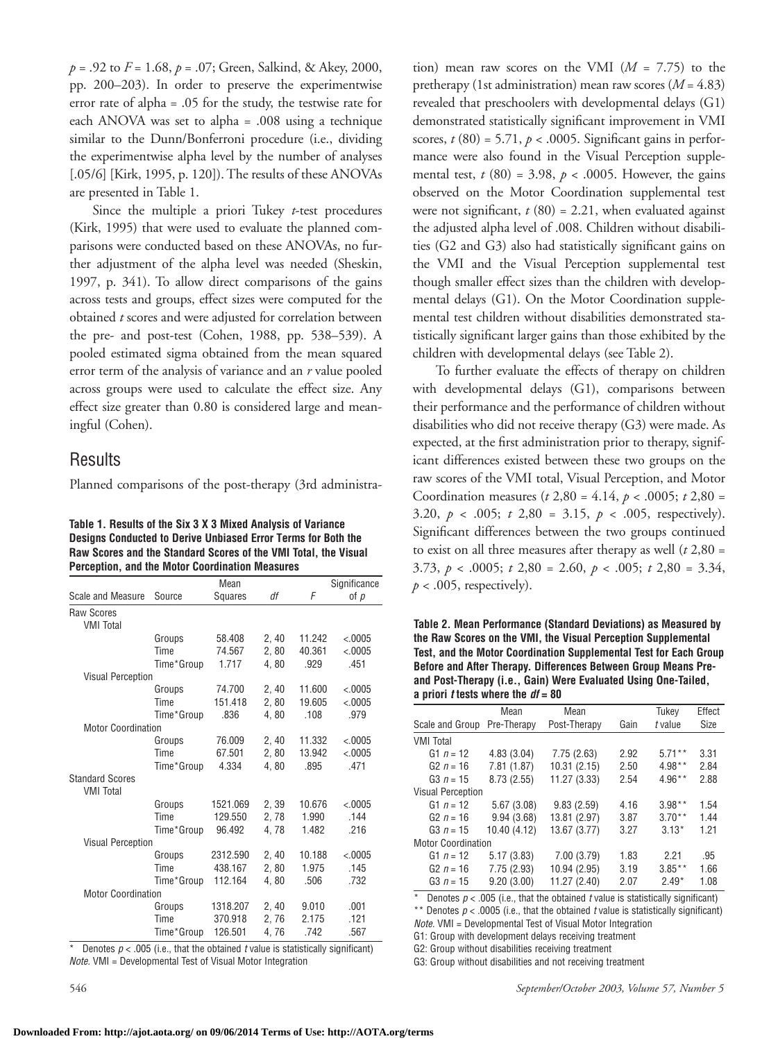$p = .92$ to $F = 1.68$, $p = .07$; Green, Salkind, & Akey, 2000, pp. 200–203). In order to preserve the experimentwise error rate of alpha = .05 for the study, the testwise rate for each ANOVA was set to alpha = .008 using a technique similar to the Dunn/Bonferroni procedure (i.e., dividing the experimentwise alpha level by the number of analyses [.05/6] [Kirk, 1995, p. 120]). The results of these ANOVAs are presented in Table 1.

Since the multiple a priori Tukey *t*-test procedures (Kirk, 1995) that were used to evaluate the planned comparisons were conducted based on these ANOVAs, no further adjustment of the alpha level was needed (Sheskin, 1997, p. 341). To allow direct comparisons of the gains across tests and groups, effect sizes were computed for the obtained *t* scores and were adjusted for correlation between the pre- and post-test (Cohen, 1988, pp. 538–539). A pooled estimated sigma obtained from the mean squared error term of the analysis of variance and an *r* value pooled across groups were used to calculate the effect size. Any effect size greater than 0.80 is considered large and meaningful (Cohen).

## Results

Planned comparisons of the post-therapy (3rd administration) mean raw scores on the VMI ($M = 7.75$) to the pretherapy (1st administration) mean raw scores ($M = 4.83$) revealed that preschoolers with developmental delays (G1) demonstrated statistically significant improvement in VMI scores, $t(80) = 5.71$, $p < .0005$. Significant gains in performance were also found in the Visual Perception supplemental test, $t(80) = 3.98$, $p < .0005$. However, the gains observed on the Motor Coordination supplemental test were not significant, $t(80) = 2.21$, when evaluated against the adjusted alpha level of .008. Children without disabilities (G2 and G3) also had statistically significant gains on the VMI and the Visual Perception supplemental test though smaller effect sizes than the children with developmental delays (G1). On the Motor Coordination supplemental test children without disabilities demonstrated statistically significant larger gains than those exhibited by the children with developmental delays (see Table 2).

To further evaluate the effects of therapy on children with developmental delays (G1), comparisons between their performance and the performance of children without disabilities who did not receive therapy (G3) were made. As expected, at the first administration prior to therapy, significant differences existed between these two groups on the raw scores of the VMI total, Visual Perception, and Motor Coordination measures ($t\ 2,80 = 4.14$, $p < .0005$; $t\ 2,80 = 3.20$, $p < .005$; $t\ 2,80 = 3.15$, $p < .005$, respectively). Significant differences between the two groups continued to exist on all three measures after therapy as well ($t\ 2,80 = 3.73$, $p < .0005$; $t\ 2,80 = 2.60$, $p < .005$; $t\ 2,80 = 3.34$, $p < .005$, respectively).

**Table 1. Results of the Six 3 X 3 Mixed Analysis of Variance Designs Conducted to Derive Unbiased Error Terms for Both the Raw Scores and the Standard Scores of the VMI Total, the Visual Perception, and the Motor Coordination Measures**

| Scale and Measure | Source | Mean Squares | *df* | *F* | Significance of *p* |
|---|---|---|---|---|---|
| Raw Scores | | | | | |
| VMI Total | | | | | |
| | Groups | 58.408 | 2, 40 | 11.242 | <.0005 |
| | Time | 74.567 | 2, 80 | 40.361 | <.0005 |
| | Time*Group | 1.717 | 4, 80 | .929 | .451 |
| Visual Perception | | | | | |
| | Groups | 74.700 | 2, 40 | 11.600 | <.0005 |
| | Time | 151.418 | 2, 80 | 19.605 | <.0005 |
| | Time*Group | .836 | 4, 80 | .108 | .979 |
| Motor Coordination | | | | | |
| | Groups | 76.009 | 2, 40 | 11.332 | <.0005 |
| | Time | 67.501 | 2, 80 | 13.942 | <.0005 |
| | Time*Group | 4.334 | 4, 80 | .895 | .471 |
| Standard Scores | | | | | |
| VMI Total | | | | | |
| | Groups | 1521.069 | 2, 39 | 10.676 | <.0005 |
| | Time | 129.550 | 2, 78 | 1.990 | .144 |
| | Time*Group | 96.492 | 4, 78 | 1.482 | .216 |
| Visual Perception | | | | | |
| | Groups | 2312.590 | 2, 40 | 10.188 | <.0005 |
| | Time | 438.167 | 2, 80 | 1.975 | .145 |
| | Time*Group | 112.164 | 4, 80 | .506 | .732 |
| Motor Coordination | | | | | |
| | Groups | 1318.207 | 2, 40 | 9.010 | .001 |
| | Time | 370.918 | 2, 76 | 2.175 | .121 |
| | Time*Group | 126.501 | 4, 76 | .742 | .567 |

\* Denotes $p < .005$ (i.e., that the obtained *t* value is statistically significant)
*Note.* VMI = Developmental Test of Visual Motor Integration

**Table 2. Mean Performance (Standard Deviations) as Measured by the Raw Scores on the VMI, the Visual Perception Supplemental Test, and the Motor Coordination Supplemental Test for Each Group Before and After Therapy. Differences Between Group Means Pre- and Post-Therapy (i.e., Gain) Were Evaluated Using One-Tailed, a priori *t* tests where the *df* = 80**

| Scale and Group | Mean Pre-Therapy | Mean Post-Therapy | Gain | Tukey *t* value | Effect Size |
|---|---|---|---|---|---|
| VMI Total | | | | | |
| G1 $n = 12$ | 4.83 (3.04) | 7.75 (2.63) | 2.92 | 5.71** | 3.31 |
| G2 $n = 16$ | 7.81 (1.87) | 10.31 (2.15) | 2.50 | 4.98** | 2.84 |
| G3 $n = 15$ | 8.73 (2.55) | 11.27 (3.33) | 2.54 | 4.96** | 2.88 |
| Visual Perception | | | | | |
| G1 $n = 12$ | 5.67 (3.08) | 9.83 (2.59) | 4.16 | 3.98** | 1.54 |
| G2 $n = 16$ | 9.94 (3.68) | 13.81 (2.97) | 3.87 | 3.70** | 1.44 |
| G3 $n = 15$ | 10.40 (4.12) | 13.67 (3.77) | 3.27 | 3.13* | 1.21 |
| Motor Coordination | | | | | |
| G1 $n = 12$ | 5.17 (3.83) | 7.00 (3.79) | 1.83 | 2.21 | .95 |
| G2 $n = 16$ | 7.75 (2.93) | 10.94 (2.95) | 3.19 | 3.85** | 1.66 |
| G3 $n = 15$ | 9.20 (3.00) | 11.27 (2.40) | 2.07 | 2.49* | 1.08 |

\* Denotes $p < .005$ (i.e., that the obtained *t* value is statistically significant)
\*\* Denotes $p < .0005$ (i.e., that the obtained *t* value is statistically significant)
*Note.* VMI = Developmental Test of Visual Motor Integration
G1: Group with development delays receiving treatment
G2: Group without disabilities receiving treatment
G3: Group without disabilities and not receiving treatment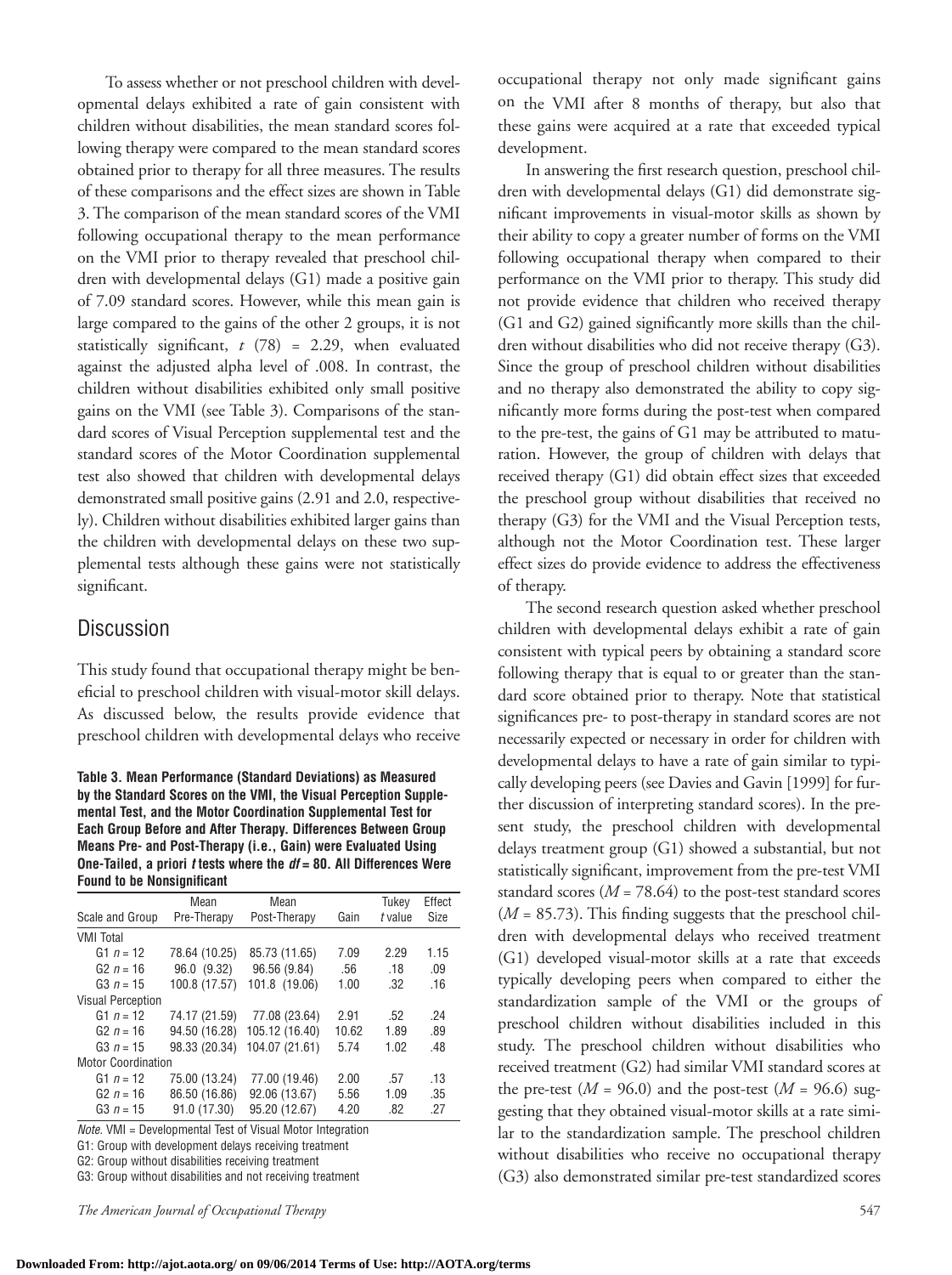To assess whether or not preschool children with developmental delays exhibited a rate of gain consistent with children without disabilities, the mean standard scores following therapy were compared to the mean standard scores obtained prior to therapy for all three measures. The results of these comparisons and the effect sizes are shown in Table 3. The comparison of the mean standard scores of the VMI following occupational therapy to the mean performance on the VMI prior to therapy revealed that preschool children with developmental delays (G1) made a positive gain of 7.09 standard scores. However, while this mean gain is large compared to the gains of the other 2 groups, it is not statistically significant, $t$ (78) = 2.29, when evaluated against the adjusted alpha level of .008. In contrast, the children without disabilities exhibited only small positive gains on the VMI (see Table 3). Comparisons of the standard scores of Visual Perception supplemental test and the standard scores of the Motor Coordination supplemental test also showed that children with developmental delays demonstrated small positive gains (2.91 and 2.0, respectively). Children without disabilities exhibited larger gains than the children with developmental delays on these two supplemental tests although these gains were not statistically significant.

## Discussion

This study found that occupational therapy might be beneficial to preschool children with visual-motor skill delays. As discussed below, the results provide evidence that preschool children with developmental delays who receive occupational therapy not only made significant gains on the VMI after 8 months of therapy, but also that these gains were acquired at a rate that exceeded typical development.

**Table 3. Mean Performance (Standard Deviations) as Measured by the Standard Scores on the VMI, the Visual Perception Supplemental Test, and the Motor Coordination Supplemental Test for Each Group Before and After Therapy. Differences Between Group Means Pre- and Post-Therapy (i.e., Gain) were Evaluated Using One-Tailed, a priori *t* tests where the *df* = 80. All Differences Were Found to be Nonsignificant**

| Scale and Group | Mean Pre-Therapy | Mean Post-Therapy | Gain | Tukey *t* value | Effect Size |
|---|---|---|---|---|---|
| VMI Total | | | | | |
| G1 $n$ = 12 | 78.64 (10.25) | 85.73 (11.65) | 7.09 | 2.29 | 1.15 |
| G2 $n$ = 16 | 96.0 (9.32) | 96.56 (9.84) | .56 | .18 | .09 |
| G3 $n$ = 15 | 100.8 (17.57) | 101.8 (19.06) | 1.00 | .32 | .16 |
| Visual Perception | | | | | |
| G1 $n$ = 12 | 74.17 (21.59) | 77.08 (23.64) | 2.91 | .52 | .24 |
| G2 $n$ = 16 | 94.50 (16.28) | 105.12 (16.40) | 10.62 | 1.89 | .89 |
| G3 $n$ = 15 | 98.33 (20.34) | 104.07 (21.61) | 5.74 | 1.02 | .48 |
| Motor Coordination | | | | | |
| G1 $n$ = 12 | 75.00 (13.24) | 77.00 (19.46) | 2.00 | .57 | .13 |
| G2 $n$ = 16 | 86.50 (16.86) | 92.06 (13.67) | 5.56 | 1.09 | .35 |
| G3 $n$ = 15 | 91.0 (17.30) | 95.20 (12.67) | 4.20 | .82 | .27 |

*Note*. VMI = Developmental Test of Visual Motor Integration

G1: Group with development delays receiving treatment

G2: Group without disabilities receiving treatment

G3: Group without disabilities and not receiving treatment

In answering the first research question, preschool children with developmental delays (G1) did demonstrate significant improvements in visual-motor skills as shown by their ability to copy a greater number of forms on the VMI following occupational therapy when compared to their performance on the VMI prior to therapy. This study did not provide evidence that children who received therapy (G1 and G2) gained significantly more skills than the children without disabilities who did not receive therapy (G3). Since the group of preschool children without disabilities and no therapy also demonstrated the ability to copy significantly more forms during the post-test when compared to the pre-test, the gains of G1 may be attributed to maturation. However, the group of children with delays that received therapy (G1) did obtain effect sizes that exceeded the preschool group without disabilities that received no therapy (G3) for the VMI and the Visual Perception tests, although not the Motor Coordination test. These larger effect sizes do provide evidence to address the effectiveness of therapy.

The second research question asked whether preschool children with developmental delays exhibit a rate of gain consistent with typical peers by obtaining a standard score following therapy that is equal to or greater than the standard score obtained prior to therapy. Note that statistical significances pre- to post-therapy in standard scores are not necessarily expected or necessary in order for children with developmental delays to have a rate of gain similar to typically developing peers (see Davies and Gavin [1999] for further discussion of interpreting standard scores). In the present study, the preschool children with developmental delays treatment group (G1) showed a substantial, but not statistically significant, improvement from the pre-test VMI standard scores ($M$ = 78.64) to the post-test standard scores ($M$ = 85.73). This finding suggests that the preschool children with developmental delays who received treatment (G1) developed visual-motor skills at a rate that exceeds typically developing peers when compared to either the standardization sample of the VMI or the groups of preschool children without disabilities included in this study. The preschool children without disabilities who received treatment (G2) had similar VMI standard scores at the pre-test ($M$ = 96.0) and the post-test ($M$ = 96.6) suggesting that they obtained visual-motor skills at a rate similar to the standardization sample. The preschool children without disabilities who receive no occupational therapy (G3) also demonstrated similar pre-test standardized scores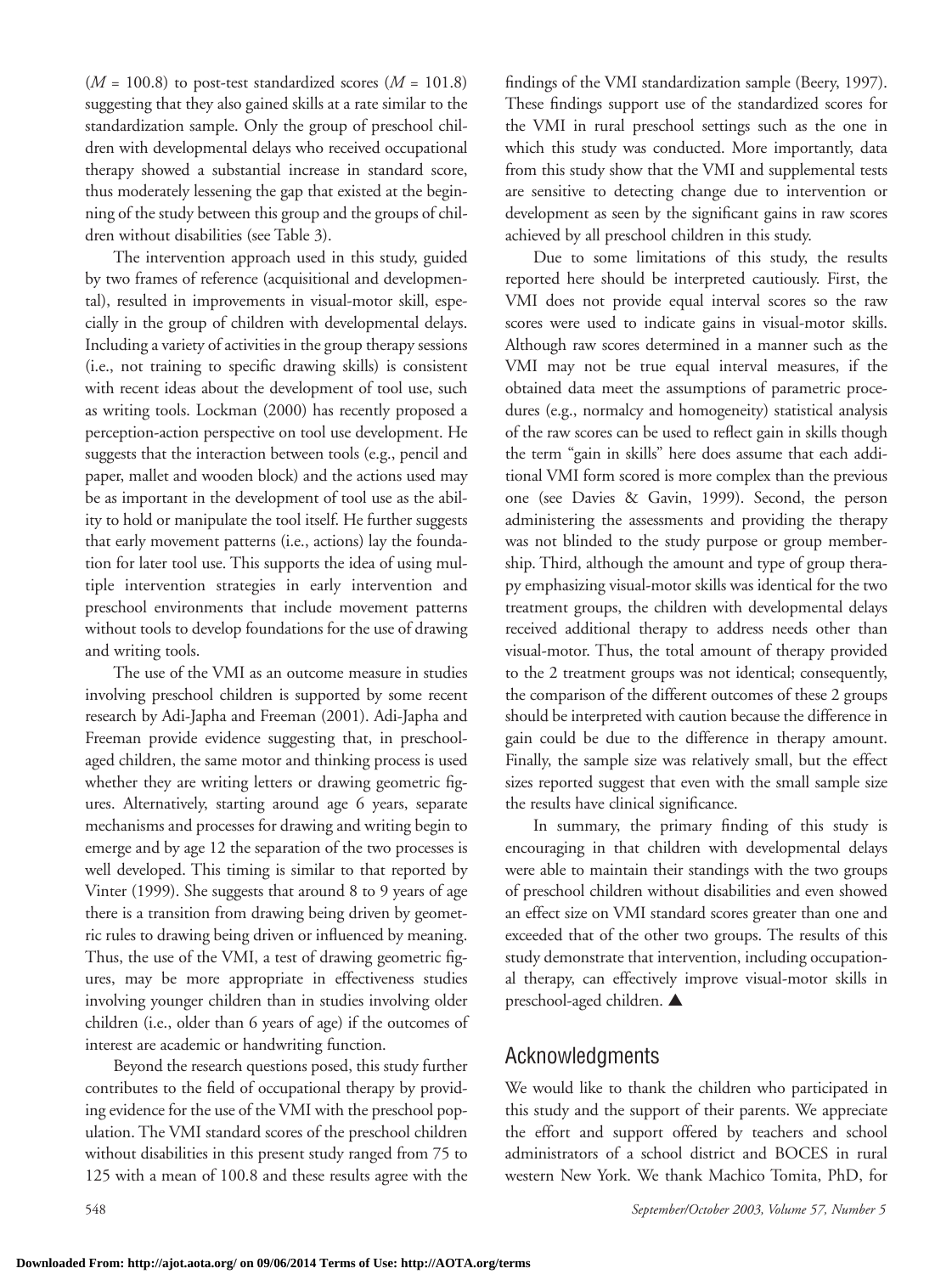($M$ = 100.8) to post-test standardized scores ($M$ = 101.8) suggesting that they also gained skills at a rate similar to the standardization sample. Only the group of preschool children with developmental delays who received occupational therapy showed a substantial increase in standard score, thus moderately lessening the gap that existed at the beginning of the study between this group and the groups of children without disabilities (see Table 3).

The intervention approach used in this study, guided by two frames of reference (acquisitional and developmental), resulted in improvements in visual-motor skill, especially in the group of children with developmental delays. Including a variety of activities in the group therapy sessions (i.e., not training to specific drawing skills) is consistent with recent ideas about the development of tool use, such as writing tools. Lockman (2000) has recently proposed a perception-action perspective on tool use development. He suggests that the interaction between tools (e.g., pencil and paper, mallet and wooden block) and the actions used may be as important in the development of tool use as the ability to hold or manipulate the tool itself. He further suggests that early movement patterns (i.e., actions) lay the foundation for later tool use. This supports the idea of using multiple intervention strategies in early intervention and preschool environments that include movement patterns without tools to develop foundations for the use of drawing and writing tools.

The use of the VMI as an outcome measure in studies involving preschool children is supported by some recent research by Adi-Japha and Freeman (2001). Adi-Japha and Freeman provide evidence suggesting that, in preschool-aged children, the same motor and thinking process is used whether they are writing letters or drawing geometric figures. Alternatively, starting around age 6 years, separate mechanisms and processes for drawing and writing begin to emerge and by age 12 the separation of the two processes is well developed. This timing is similar to that reported by Vinter (1999). She suggests that around 8 to 9 years of age there is a transition from drawing being driven by geometric rules to drawing being driven or influenced by meaning. Thus, the use of the VMI, a test of drawing geometric figures, may be more appropriate in effectiveness studies involving younger children than in studies involving older children (i.e., older than 6 years of age) if the outcomes of interest are academic or handwriting function.

Beyond the research questions posed, this study further contributes to the field of occupational therapy by providing evidence for the use of the VMI with the preschool population. The VMI standard scores of the preschool children without disabilities in this present study ranged from 75 to 125 with a mean of 100.8 and these results agree with the findings of the VMI standardization sample (Beery, 1997). These findings support use of the standardized scores for the VMI in rural preschool settings such as the one in which this study was conducted. More importantly, data from this study show that the VMI and supplemental tests are sensitive to detecting change due to intervention or development as seen by the significant gains in raw scores achieved by all preschool children in this study.

Due to some limitations of this study, the results reported here should be interpreted cautiously. First, the VMI does not provide equal interval scores so the raw scores were used to indicate gains in visual-motor skills. Although raw scores determined in a manner such as the VMI may not be true equal interval measures, if the obtained data meet the assumptions of parametric procedures (e.g., normalcy and homogeneity) statistical analysis of the raw scores can be used to reflect gain in skills though the term "gain in skills" here does assume that each additional VMI form scored is more complex than the previous one (see Davies & Gavin, 1999). Second, the person administering the assessments and providing the therapy was not blinded to the study purpose or group membership. Third, although the amount and type of group therapy emphasizing visual-motor skills was identical for the two treatment groups, the children with developmental delays received additional therapy to address needs other than visual-motor. Thus, the total amount of therapy provided to the 2 treatment groups was not identical; consequently, the comparison of the different outcomes of these 2 groups should be interpreted with caution because the difference in gain could be due to the difference in therapy amount. Finally, the sample size was relatively small, but the effect sizes reported suggest that even with the small sample size the results have clinical significance.

In summary, the primary finding of this study is encouraging in that children with developmental delays were able to maintain their standings with the two groups of preschool children without disabilities and even showed an effect size on VMI standard scores greater than one and exceeded that of the other two groups. The results of this study demonstrate that intervention, including occupational therapy, can effectively improve visual-motor skills in preschool-aged children. ▲

## Acknowledgments

We would like to thank the children who participated in this study and the support of their parents. We appreciate the effort and support offered by teachers and school administrators of a school district and BOCES in rural western New York. We thank Machico Tomita, PhD, for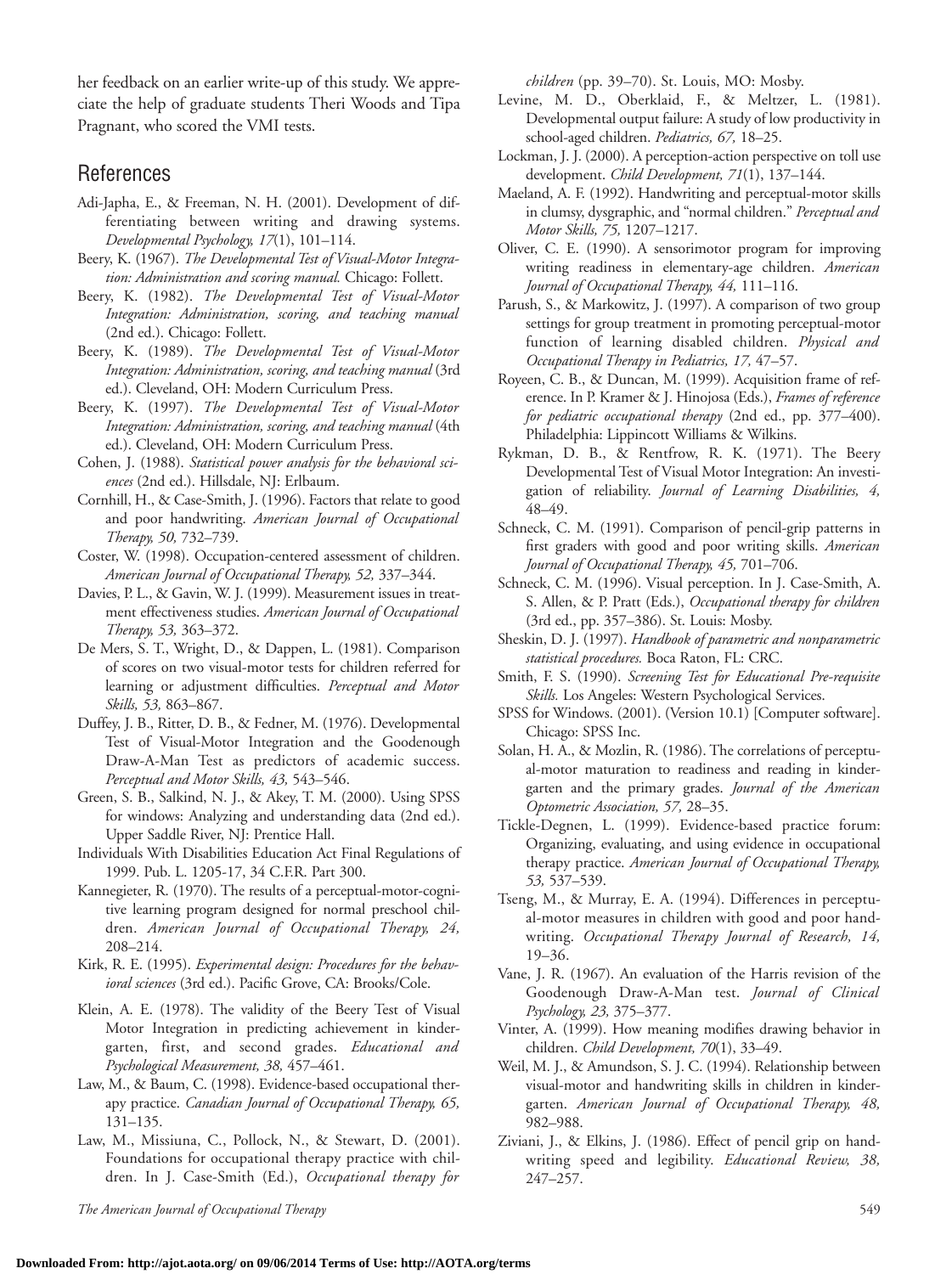her feedback on an earlier write-up of this study. We appreciate the help of graduate students Theri Woods and Tipa Pragnant, who scored the VMI tests.

## References

Adi-Japha, E., & Freeman, N. H. (2001). Development of differentiating between writing and drawing systems. *Developmental Psychology, 17*(1), 101–114.

Beery, K. (1967). *The Developmental Test of Visual-Motor Integration: Administration and scoring manual.* Chicago: Follett.

Beery, K. (1982). *The Developmental Test of Visual-Motor Integration: Administration, scoring, and teaching manual* (2nd ed.). Chicago: Follett.

Beery, K. (1989). *The Developmental Test of Visual-Motor Integration: Administration, scoring, and teaching manual* (3rd ed.). Cleveland, OH: Modern Curriculum Press.

Beery, K. (1997). *The Developmental Test of Visual-Motor Integration: Administration, scoring, and teaching manual* (4th ed.). Cleveland, OH: Modern Curriculum Press.

Cohen, J. (1988). *Statistical power analysis for the behavioral sciences* (2nd ed.). Hillsdale, NJ: Erlbaum.

Cornhill, H., & Case-Smith, J. (1996). Factors that relate to good and poor handwriting. *American Journal of Occupational Therapy, 50,* 732–739.

Coster, W. (1998). Occupation-centered assessment of children. *American Journal of Occupational Therapy, 52,* 337–344.

Davies, P. L., & Gavin, W. J. (1999). Measurement issues in treatment effectiveness studies. *American Journal of Occupational Therapy, 53,* 363–372.

De Mers, S. T., Wright, D., & Dappen, L. (1981). Comparison of scores on two visual-motor tests for children referred for learning or adjustment difficulties. *Perceptual and Motor Skills, 53,* 863–867.

Duffey, J. B., Ritter, D. B., & Fedner, M. (1976). Developmental Test of Visual-Motor Integration and the Goodenough Draw-A-Man Test as predictors of academic success. *Perceptual and Motor Skills, 43,* 543–546.

Green, S. B., Salkind, N. J., & Akey, T. M. (2000). Using SPSS for windows: Analyzing and understanding data (2nd ed.). Upper Saddle River, NJ: Prentice Hall.

Individuals With Disabilities Education Act Final Regulations of 1999. Pub. L. 1205-17, 34 C.F.R. Part 300.

Kannegieter, R. (1970). The results of a perceptual-motor-cognitive learning program designed for normal preschool children. *American Journal of Occupational Therapy, 24,* 208–214.

Kirk, R. E. (1995). *Experimental design: Procedures for the behavioral sciences* (3rd ed.). Pacific Grove, CA: Brooks/Cole.

Klein, A. E. (1978). The validity of the Beery Test of Visual Motor Integration in predicting achievement in kindergarten, first, and second grades. *Educational and Psychological Measurement, 38,* 457–461.

Law, M., & Baum, C. (1998). Evidence-based occupational therapy practice. *Canadian Journal of Occupational Therapy, 65,* 131–135.

Law, M., Missiuna, C., Pollock, N., & Stewart, D. (2001). Foundations for occupational therapy practice with children. In J. Case-Smith (Ed.), *Occupational therapy for children* (pp. 39–70). St. Louis, MO: Mosby.

Levine, M. D., Oberklaid, F., & Meltzer, L. (1981). Developmental output failure: A study of low productivity in school-aged children. *Pediatrics, 67,* 18–25.

Lockman, J. J. (2000). A perception-action perspective on toll use development. *Child Development, 71*(1), 137–144.

Maeland, A. F. (1992). Handwriting and perceptual-motor skills in clumsy, dysgraphic, and "normal children." *Perceptual and Motor Skills, 75,* 1207–1217.

Oliver, C. E. (1990). A sensorimotor program for improving writing readiness in elementary-age children. *American Journal of Occupational Therapy, 44,* 111–116.

Parush, S., & Markowitz, J. (1997). A comparison of two group settings for group treatment in promoting perceptual-motor function of learning disabled children. *Physical and Occupational Therapy in Pediatrics, 17,* 47–57.

Royeen, C. B., & Duncan, M. (1999). Acquisition frame of reference. In P. Kramer & J. Hinojosa (Eds.), *Frames of reference for pediatric occupational therapy* (2nd ed., pp. 377–400). Philadelphia: Lippincott Williams & Wilkins.

Rykman, D. B., & Rentfrow, R. K. (1971). The Beery Developmental Test of Visual Motor Integration: An investigation of reliability. *Journal of Learning Disabilities, 4,* 48–49.

Schneck, C. M. (1991). Comparison of pencil-grip patterns in first graders with good and poor writing skills. *American Journal of Occupational Therapy, 45,* 701–706.

Schneck, C. M. (1996). Visual perception. In J. Case-Smith, A. S. Allen, & P. Pratt (Eds.), *Occupational therapy for children* (3rd ed., pp. 357–386). St. Louis: Mosby.

Sheskin, D. J. (1997). *Handbook of parametric and nonparametric statistical procedures.* Boca Raton, FL: CRC.

Smith, F. S. (1990). *Screening Test for Educational Pre-requisite Skills.* Los Angeles: Western Psychological Services.

SPSS for Windows. (2001). (Version 10.1) [Computer software]. Chicago: SPSS Inc.

Solan, H. A., & Mozlin, R. (1986). The correlations of perceptual-motor maturation to readiness and reading in kindergarten and the primary grades. *Journal of the American Optometric Association, 57,* 28–35.

Tickle-Degnen, L. (1999). Evidence-based practice forum: Organizing, evaluating, and using evidence in occupational therapy practice. *American Journal of Occupational Therapy, 53,* 537–539.

Tseng, M., & Murray, E. A. (1994). Differences in perceptual-motor measures in children with good and poor handwriting. *Occupational Therapy Journal of Research, 14,* 19–36.

Vane, J. R. (1967). An evaluation of the Harris revision of the Goodenough Draw-A-Man test. *Journal of Clinical Psychology, 23,* 375–377.

Vinter, A. (1999). How meaning modifies drawing behavior in children. *Child Development, 70*(1), 33–49.

Weil, M. J., & Amundson, S. J. C. (1994). Relationship between visual-motor and handwriting skills in children in kindergarten. *American Journal of Occupational Therapy, 48,* 982–988.

Ziviani, J., & Elkins, J. (1986). Effect of pencil grip on handwriting speed and legibility. *Educational Review, 38,* 247–257.